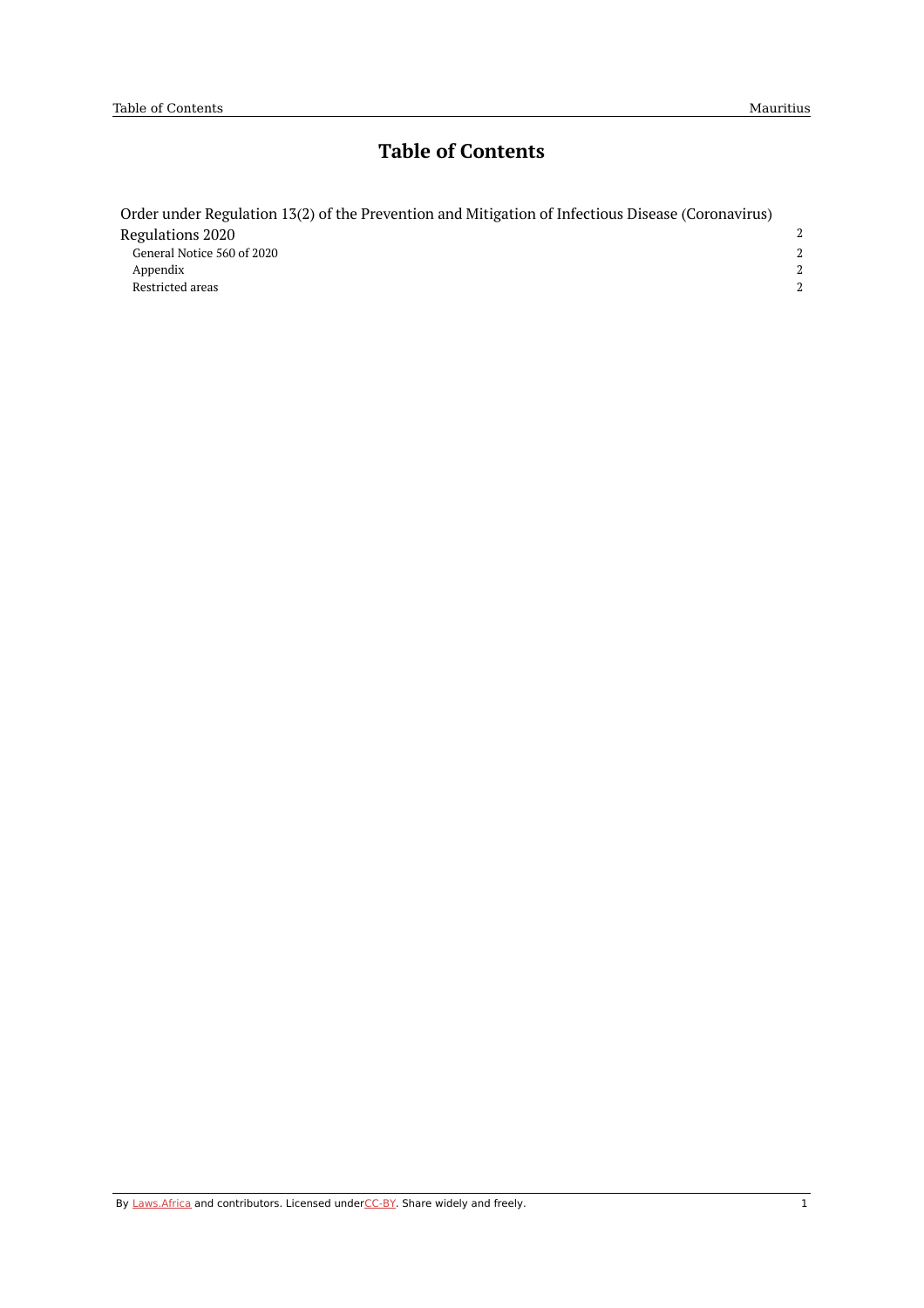# Table of Contents

Order under Regulation 13(2) of the Prevention and Mitigation of Infectious Disease (Coronavirus) Regulations 2020 — 2

- General Notice 560 of 2020 — 2
- Appendix — 2
- Restricted areas — 2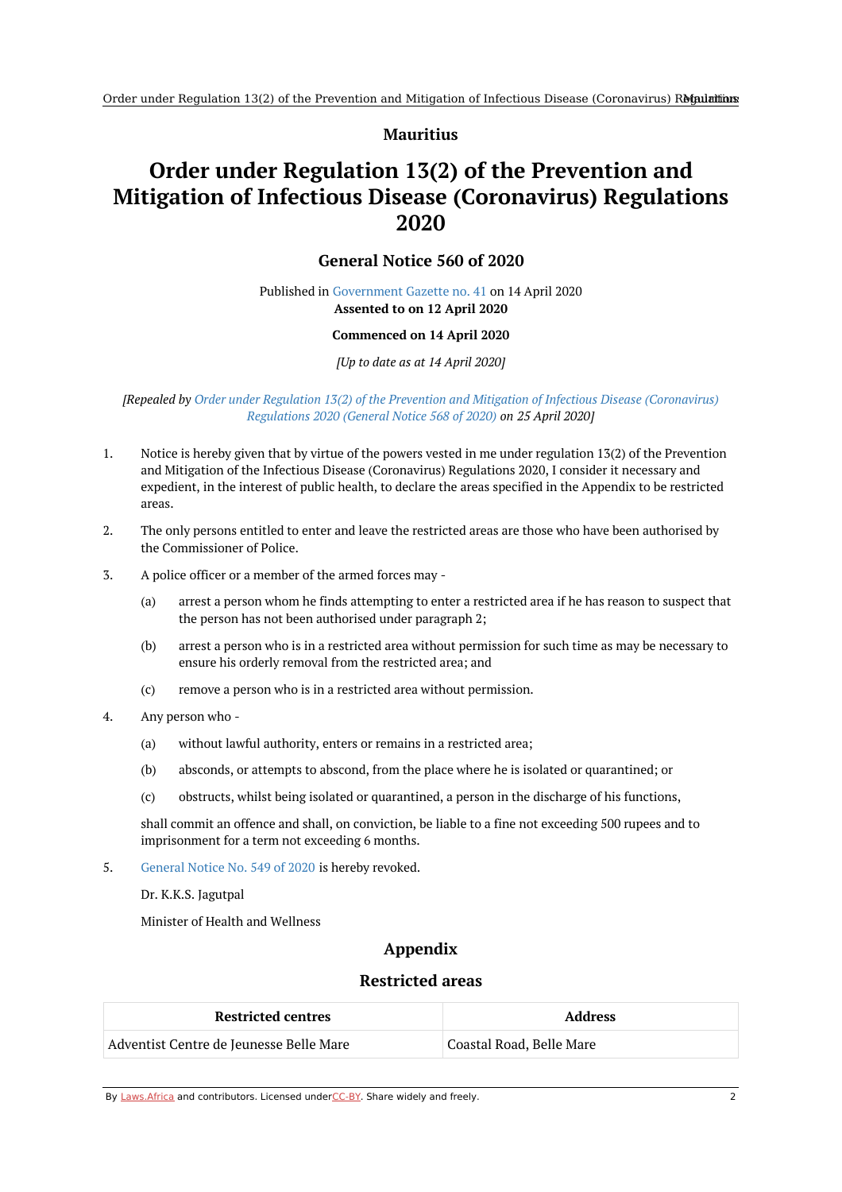**Mauritius**

# Order under Regulation 13(2) of the Prevention and Mitigation of Infectious Disease (Coronavirus) Regulations 2020

## General Notice 560 of 2020

Published in Government Gazette no. 41 on 14 April 2020

**Assented to on 12 April 2020**

**Commenced on 14 April 2020**

*[Up to date as at 14 April 2020]*

*[Repealed by Order under Regulation 13(2) of the Prevention and Mitigation of Infectious Disease (Coronavirus) Regulations 2020 (General Notice 568 of 2020) on 25 April 2020]*

1. Notice is hereby given that by virtue of the powers vested in me under regulation 13(2) of the Prevention and Mitigation of the Infectious Disease (Coronavirus) Regulations 2020, I consider it necessary and expedient, in the interest of public health, to declare the areas specified in the Appendix to be restricted areas.

2. The only persons entitled to enter and leave the restricted areas are those who have been authorised by the Commissioner of Police.

3. A police officer or a member of the armed forces may -

   (a) arrest a person whom he finds attempting to enter a restricted area if he has reason to suspect that the person has not been authorised under paragraph 2;

   (b) arrest a person who is in a restricted area without permission for such time as may be necessary to ensure his orderly removal from the restricted area; and

   (c) remove a person who is in a restricted area without permission.

4. Any person who -

   (a) without lawful authority, enters or remains in a restricted area;

   (b) absconds, or attempts to abscond, from the place where he is isolated or quarantined; or

   (c) obstructs, whilst being isolated or quarantined, a person in the discharge of his functions,

   shall commit an offence and shall, on conviction, be liable to a fine not exceeding 500 rupees and to imprisonment for a term not exceeding 6 months.

5. General Notice No. 549 of 2020 is hereby revoked.

   Dr. K.K.S. Jagutpal

   Minister of Health and Wellness

## Appendix

## Restricted areas

| Restricted centres | Address |
| --- | --- |
| Adventist Centre de Jeunesse Belle Mare | Coastal Road, Belle Mare |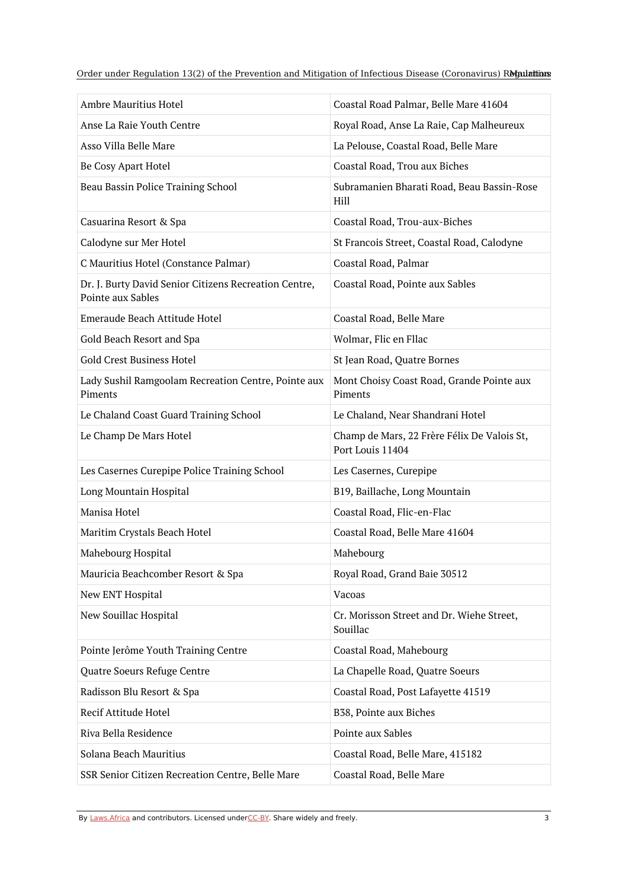| | |
|---|---|
| Ambre Mauritius Hotel | Coastal Road Palmar, Belle Mare 41604 |
| Anse La Raie Youth Centre | Royal Road, Anse La Raie, Cap Malheureux |
| Asso Villa Belle Mare | La Pelouse, Coastal Road, Belle Mare |
| Be Cosy Apart Hotel | Coastal Road, Trou aux Biches |
| Beau Bassin Police Training School | Subramanien Bharati Road, Beau Bassin-Rose Hill |
| Casuarina Resort & Spa | Coastal Road, Trou-aux-Biches |
| Calodyne sur Mer Hotel | St Francois Street, Coastal Road, Calodyne |
| C Mauritius Hotel (Constance Palmar) | Coastal Road, Palmar |
| Dr. J. Burty David Senior Citizens Recreation Centre, Pointe aux Sables | Coastal Road, Pointe aux Sables |
| Emeraude Beach Attitude Hotel | Coastal Road, Belle Mare |
| Gold Beach Resort and Spa | Wolmar, Flic en Fllac |
| Gold Crest Business Hotel | St Jean Road, Quatre Bornes |
| Lady Sushil Ramgoolam Recreation Centre, Pointe aux Piments | Mont Choisy Coast Road, Grande Pointe aux Piments |
| Le Chaland Coast Guard Training School | Le Chaland, Near Shandrani Hotel |
| Le Champ De Mars Hotel | Champ de Mars, 22 Frère Félix De Valois St, Port Louis 11404 |
| Les Casernes Curepipe Police Training School | Les Casernes, Curepipe |
| Long Mountain Hospital | B19, Baillache, Long Mountain |
| Manisa Hotel | Coastal Road, Flic-en-Flac |
| Maritim Crystals Beach Hotel | Coastal Road, Belle Mare 41604 |
| Mahebourg Hospital | Mahebourg |
| Mauricia Beachcomber Resort & Spa | Royal Road, Grand Baie 30512 |
| New ENT Hospital | Vacoas |
| New Souillac Hospital | Cr. Morisson Street and Dr. Wiehe Street, Souillac |
| Pointe Jerôme Youth Training Centre | Coastal Road, Mahebourg |
| Quatre Soeurs Refuge Centre | La Chapelle Road, Quatre Soeurs |
| Radisson Blu Resort & Spa | Coastal Road, Post Lafayette 41519 |
| Recif Attitude Hotel | B38, Pointe aux Biches |
| Riva Bella Residence | Pointe aux Sables |
| Solana Beach Mauritius | Coastal Road, Belle Mare, 415182 |
| SSR Senior Citizen Recreation Centre, Belle Mare | Coastal Road, Belle Mare |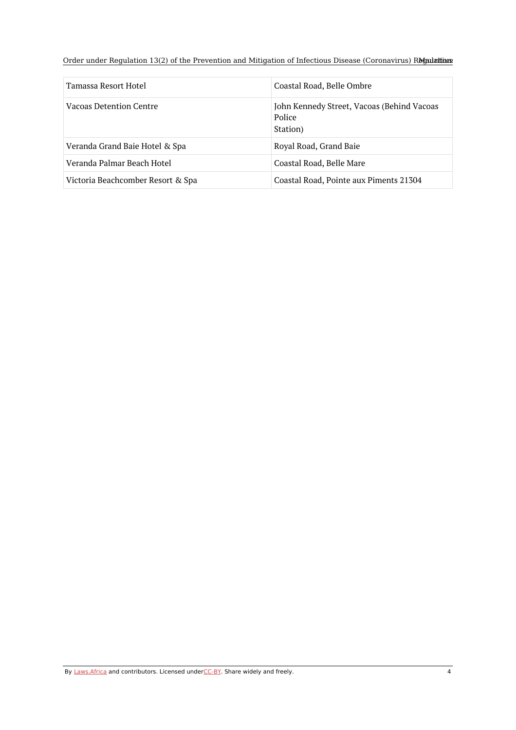| | |
|---|---|
| Tamassa Resort Hotel | Coastal Road, Belle Ombre |
| Vacoas Detention Centre | John Kennedy Street, Vacoas (Behind Vacoas Police Station) |
| Veranda Grand Baie Hotel & Spa | Royal Road, Grand Baie |
| Veranda Palmar Beach Hotel | Coastal Road, Belle Mare |
| Victoria Beachcomber Resort & Spa | Coastal Road, Pointe aux Piments 21304 |